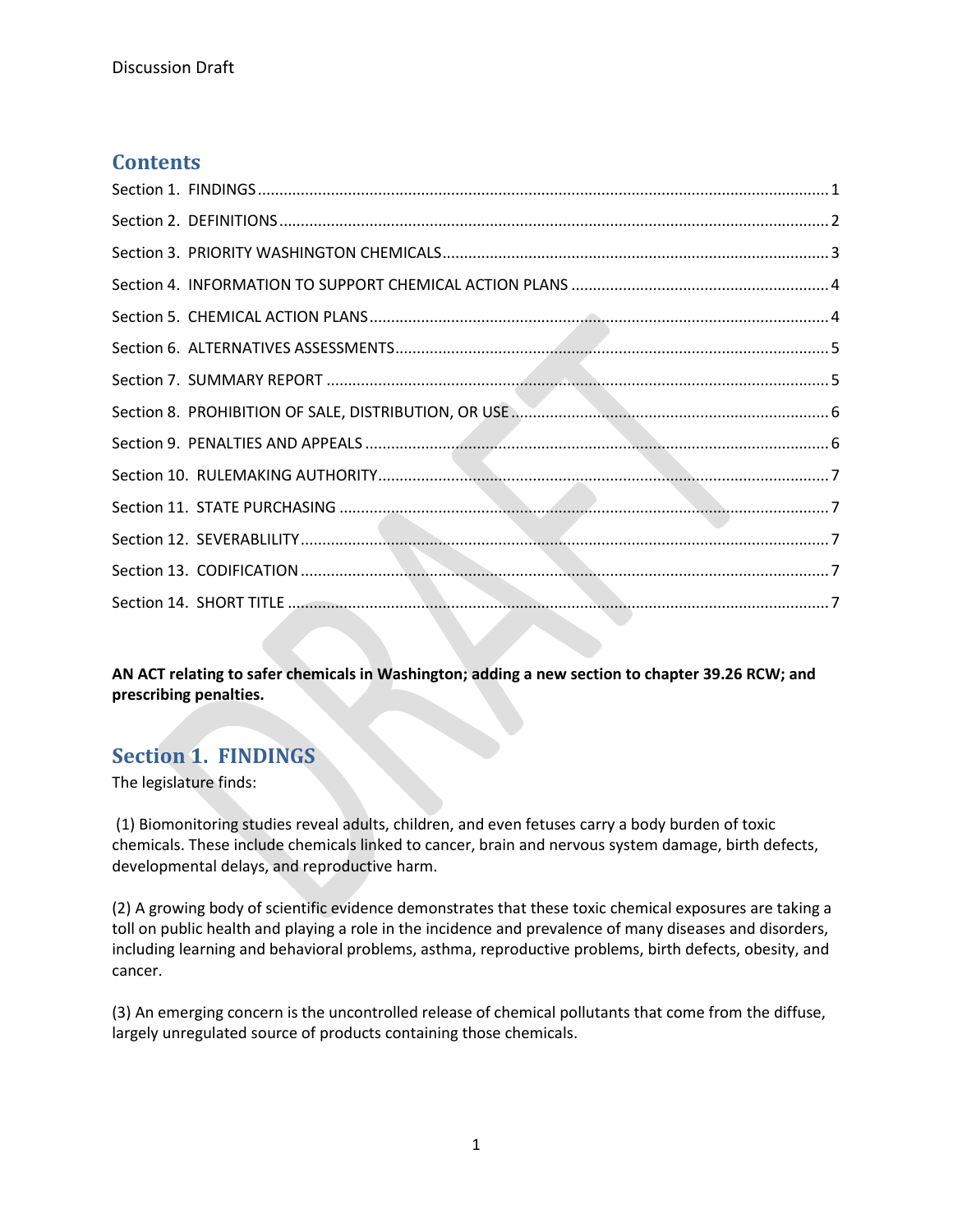Discussion Draft

## Contents

Section 1. FINDINGS ........................................................................................................................ 1

Section 2. DEFINITIONS .................................................................................................................. 2

Section 3. PRIORITY WASHINGTON CHEMICALS ........................................................................... 3

Section 4. INFORMATION TO SUPPORT CHEMICAL ACTION PLANS ............................................ 4

Section 5. CHEMICAL ACTION PLANS ............................................................................................ 4

Section 6. ALTERNATIVES ASSESSMENTS ...................................................................................... 5

Section 7. SUMMARY REPORT ........................................................................................................ 5

Section 8. PROHIBITION OF SALE, DISTRIBUTION, OR USE .......................................................... 6

Section 9. PENALTIES AND APPEALS ............................................................................................... 6

Section 10. RULEMAKING AUTHORITY ........................................................................................... 7

Section 11. STATE PURCHASING ..................................................................................................... 7

Section 12. SEVERABLILITY ............................................................................................................. 7

Section 13. CODIFICATION .............................................................................................................. 7

Section 14. SHORT TITLE ................................................................................................................ 7

**AN ACT relating to safer chemicals in Washington; adding a new section to chapter 39.26 RCW; and prescribing penalties.**

## Section 1. FINDINGS

The legislature finds:

(1) Biomonitoring studies reveal adults, children, and even fetuses carry a body burden of toxic chemicals. These include chemicals linked to cancer, brain and nervous system damage, birth defects, developmental delays, and reproductive harm.

(2) A growing body of scientific evidence demonstrates that these toxic chemical exposures are taking a toll on public health and playing a role in the incidence and prevalence of many diseases and disorders, including learning and behavioral problems, asthma, reproductive problems, birth defects, obesity, and cancer.

(3) An emerging concern is the uncontrolled release of chemical pollutants that come from the diffuse, largely unregulated source of products containing those chemicals.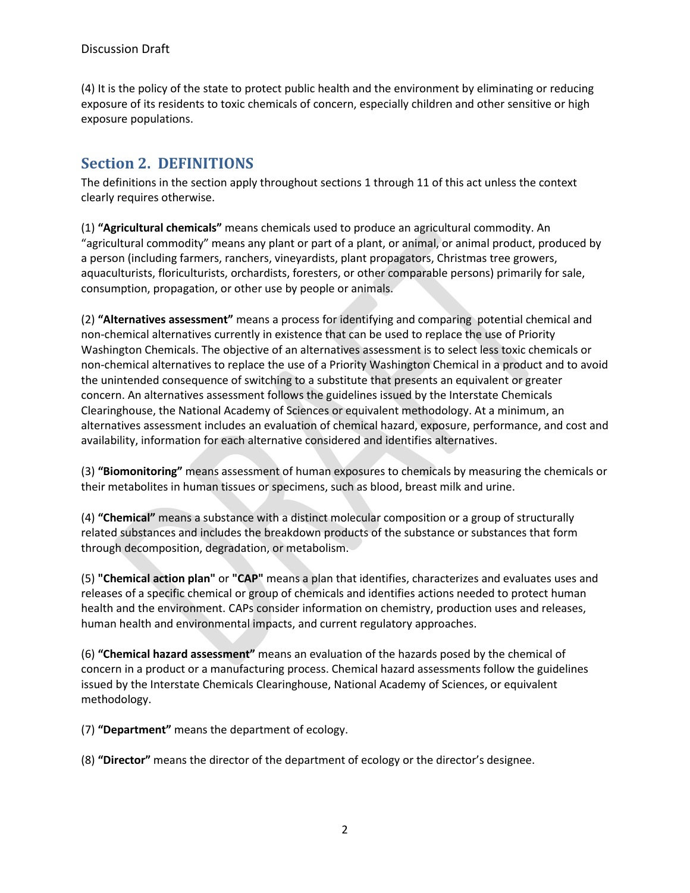(4) It is the policy of the state to protect public health and the environment by eliminating or reducing exposure of its residents to toxic chemicals of concern, especially children and other sensitive or high exposure populations.

## Section 2. DEFINITIONS

The definitions in the section apply throughout sections 1 through 11 of this act unless the context clearly requires otherwise.

(1) **"Agricultural chemicals"** means chemicals used to produce an agricultural commodity. An "agricultural commodity" means any plant or part of a plant, or animal, or animal product, produced by a person (including farmers, ranchers, vineyardists, plant propagators, Christmas tree growers, aquaculturists, floriculturists, orchardists, foresters, or other comparable persons) primarily for sale, consumption, propagation, or other use by people or animals.

(2) **"Alternatives assessment"** means a process for identifying and comparing potential chemical and non-chemical alternatives currently in existence that can be used to replace the use of Priority Washington Chemicals. The objective of an alternatives assessment is to select less toxic chemicals or non-chemical alternatives to replace the use of a Priority Washington Chemical in a product and to avoid the unintended consequence of switching to a substitute that presents an equivalent or greater concern. An alternatives assessment follows the guidelines issued by the Interstate Chemicals Clearinghouse, the National Academy of Sciences or equivalent methodology. At a minimum, an alternatives assessment includes an evaluation of chemical hazard, exposure, performance, and cost and availability, information for each alternative considered and identifies alternatives.

(3) **"Biomonitoring"** means assessment of human exposures to chemicals by measuring the chemicals or their metabolites in human tissues or specimens, such as blood, breast milk and urine.

(4) **"Chemical"** means a substance with a distinct molecular composition or a group of structurally related substances and includes the breakdown products of the substance or substances that form through decomposition, degradation, or metabolism.

(5) **"Chemical action plan"** or **"CAP"** means a plan that identifies, characterizes and evaluates uses and releases of a specific chemical or group of chemicals and identifies actions needed to protect human health and the environment. CAPs consider information on chemistry, production uses and releases, human health and environmental impacts, and current regulatory approaches.

(6) **"Chemical hazard assessment"** means an evaluation of the hazards posed by the chemical of concern in a product or a manufacturing process. Chemical hazard assessments follow the guidelines issued by the Interstate Chemicals Clearinghouse, National Academy of Sciences, or equivalent methodology.

(7) **"Department"** means the department of ecology.

(8) **"Director"** means the director of the department of ecology or the director's designee.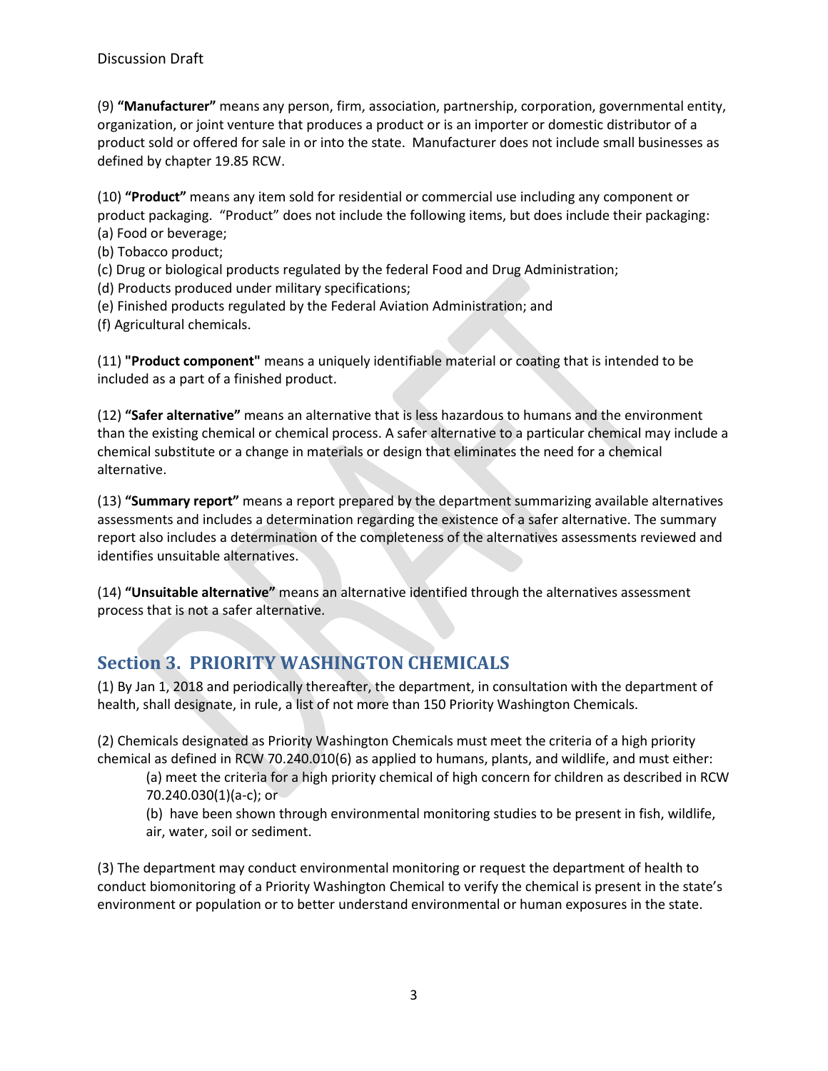(9) **"Manufacturer"** means any person, firm, association, partnership, corporation, governmental entity, organization, or joint venture that produces a product or is an importer or domestic distributor of a product sold or offered for sale in or into the state. Manufacturer does not include small businesses as defined by chapter 19.85 RCW.

(10) **"Product"** means any item sold for residential or commercial use including any component or product packaging. "Product" does not include the following items, but does include their packaging:
(a) Food or beverage;
(b) Tobacco product;
(c) Drug or biological products regulated by the federal Food and Drug Administration;
(d) Products produced under military specifications;
(e) Finished products regulated by the Federal Aviation Administration; and
(f) Agricultural chemicals.

(11) **"Product component"** means a uniquely identifiable material or coating that is intended to be included as a part of a finished product.

(12) **"Safer alternative"** means an alternative that is less hazardous to humans and the environment than the existing chemical or chemical process. A safer alternative to a particular chemical may include a chemical substitute or a change in materials or design that eliminates the need for a chemical alternative.

(13) **"Summary report"** means a report prepared by the department summarizing available alternatives assessments and includes a determination regarding the existence of a safer alternative. The summary report also includes a determination of the completeness of the alternatives assessments reviewed and identifies unsuitable alternatives.

(14) **"Unsuitable alternative"** means an alternative identified through the alternatives assessment process that is not a safer alternative.

## Section 3. PRIORITY WASHINGTON CHEMICALS

(1) By Jan 1, 2018 and periodically thereafter, the department, in consultation with the department of health, shall designate, in rule, a list of not more than 150 Priority Washington Chemicals.

(2) Chemicals designated as Priority Washington Chemicals must meet the criteria of a high priority chemical as defined in RCW 70.240.010(6) as applied to humans, plants, and wildlife, and must either:

(a) meet the criteria for a high priority chemical of high concern for children as described in RCW 70.240.030(1)(a-c); or

(b) have been shown through environmental monitoring studies to be present in fish, wildlife, air, water, soil or sediment.

(3) The department may conduct environmental monitoring or request the department of health to conduct biomonitoring of a Priority Washington Chemical to verify the chemical is present in the state's environment or population or to better understand environmental or human exposures in the state.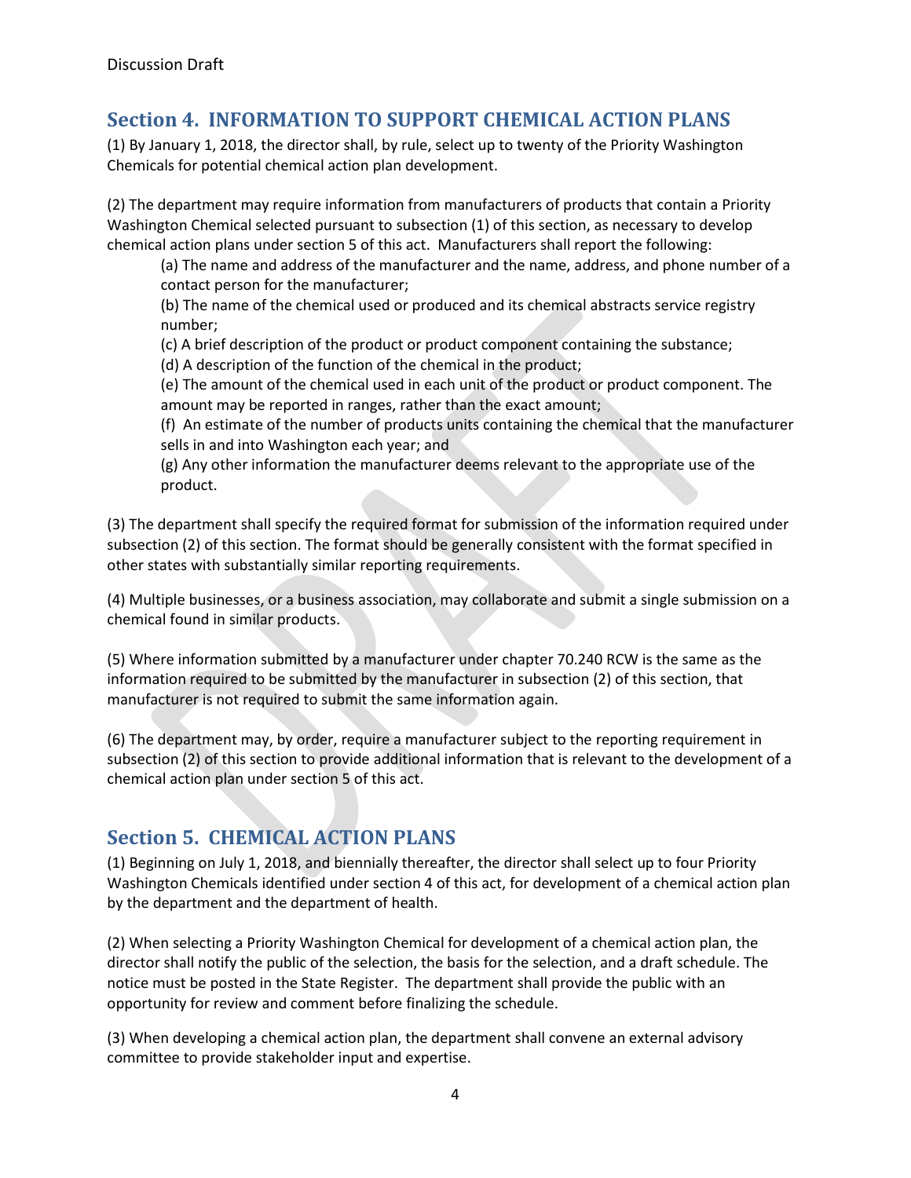Discussion Draft

## Section 4. INFORMATION TO SUPPORT CHEMICAL ACTION PLANS

(1) By January 1, 2018, the director shall, by rule, select up to twenty of the Priority Washington Chemicals for potential chemical action plan development.

(2) The department may require information from manufacturers of products that contain a Priority Washington Chemical selected pursuant to subsection (1) of this section, as necessary to develop chemical action plans under section 5 of this act. Manufacturers shall report the following:

> (a) The name and address of the manufacturer and the name, address, and phone number of a contact person for the manufacturer;
>
> (b) The name of the chemical used or produced and its chemical abstracts service registry number;
>
> (c) A brief description of the product or product component containing the substance;
>
> (d) A description of the function of the chemical in the product;
>
> (e) The amount of the chemical used in each unit of the product or product component. The amount may be reported in ranges, rather than the exact amount;
>
> (f) An estimate of the number of products units containing the chemical that the manufacturer sells in and into Washington each year; and
>
> (g) Any other information the manufacturer deems relevant to the appropriate use of the product.

(3) The department shall specify the required format for submission of the information required under subsection (2) of this section. The format should be generally consistent with the format specified in other states with substantially similar reporting requirements.

(4) Multiple businesses, or a business association, may collaborate and submit a single submission on a chemical found in similar products.

(5) Where information submitted by a manufacturer under chapter 70.240 RCW is the same as the information required to be submitted by the manufacturer in subsection (2) of this section, that manufacturer is not required to submit the same information again.

(6) The department may, by order, require a manufacturer subject to the reporting requirement in subsection (2) of this section to provide additional information that is relevant to the development of a chemical action plan under section 5 of this act.

## Section 5. CHEMICAL ACTION PLANS

(1) Beginning on July 1, 2018, and biennially thereafter, the director shall select up to four Priority Washington Chemicals identified under section 4 of this act, for development of a chemical action plan by the department and the department of health.

(2) When selecting a Priority Washington Chemical for development of a chemical action plan, the director shall notify the public of the selection, the basis for the selection, and a draft schedule. The notice must be posted in the State Register. The department shall provide the public with an opportunity for review and comment before finalizing the schedule.

(3) When developing a chemical action plan, the department shall convene an external advisory committee to provide stakeholder input and expertise.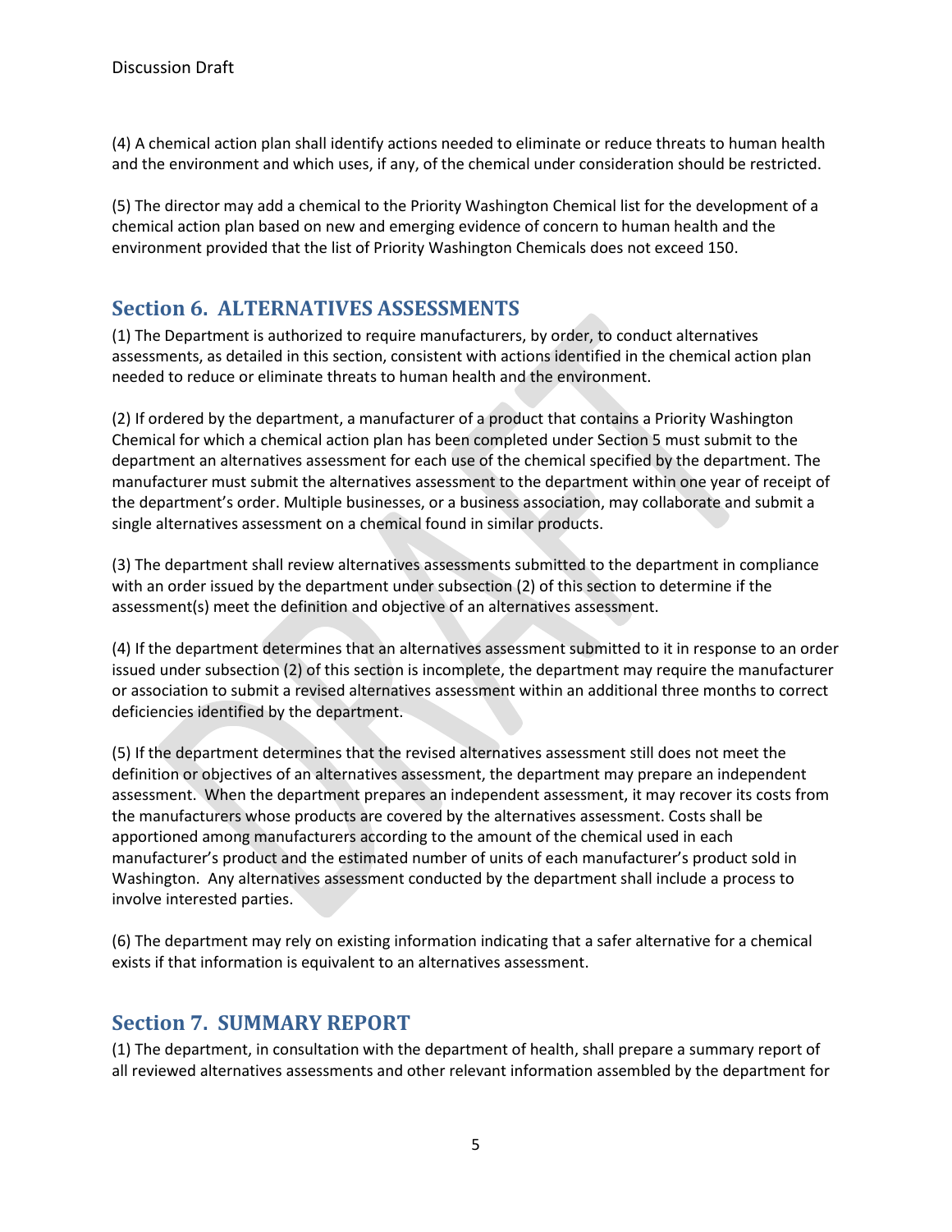(4) A chemical action plan shall identify actions needed to eliminate or reduce threats to human health and the environment and which uses, if any, of the chemical under consideration should be restricted.

(5) The director may add a chemical to the Priority Washington Chemical list for the development of a chemical action plan based on new and emerging evidence of concern to human health and the environment provided that the list of Priority Washington Chemicals does not exceed 150.

## Section 6. ALTERNATIVES ASSESSMENTS

(1) The Department is authorized to require manufacturers, by order, to conduct alternatives assessments, as detailed in this section, consistent with actions identified in the chemical action plan needed to reduce or eliminate threats to human health and the environment.

(2) If ordered by the department, a manufacturer of a product that contains a Priority Washington Chemical for which a chemical action plan has been completed under Section 5 must submit to the department an alternatives assessment for each use of the chemical specified by the department. The manufacturer must submit the alternatives assessment to the department within one year of receipt of the department's order. Multiple businesses, or a business association, may collaborate and submit a single alternatives assessment on a chemical found in similar products.

(3) The department shall review alternatives assessments submitted to the department in compliance with an order issued by the department under subsection (2) of this section to determine if the assessment(s) meet the definition and objective of an alternatives assessment.

(4) If the department determines that an alternatives assessment submitted to it in response to an order issued under subsection (2) of this section is incomplete, the department may require the manufacturer or association to submit a revised alternatives assessment within an additional three months to correct deficiencies identified by the department.

(5) If the department determines that the revised alternatives assessment still does not meet the definition or objectives of an alternatives assessment, the department may prepare an independent assessment. When the department prepares an independent assessment, it may recover its costs from the manufacturers whose products are covered by the alternatives assessment. Costs shall be apportioned among manufacturers according to the amount of the chemical used in each manufacturer's product and the estimated number of units of each manufacturer's product sold in Washington. Any alternatives assessment conducted by the department shall include a process to involve interested parties.

(6) The department may rely on existing information indicating that a safer alternative for a chemical exists if that information is equivalent to an alternatives assessment.

## Section 7. SUMMARY REPORT

(1) The department, in consultation with the department of health, shall prepare a summary report of all reviewed alternatives assessments and other relevant information assembled by the department for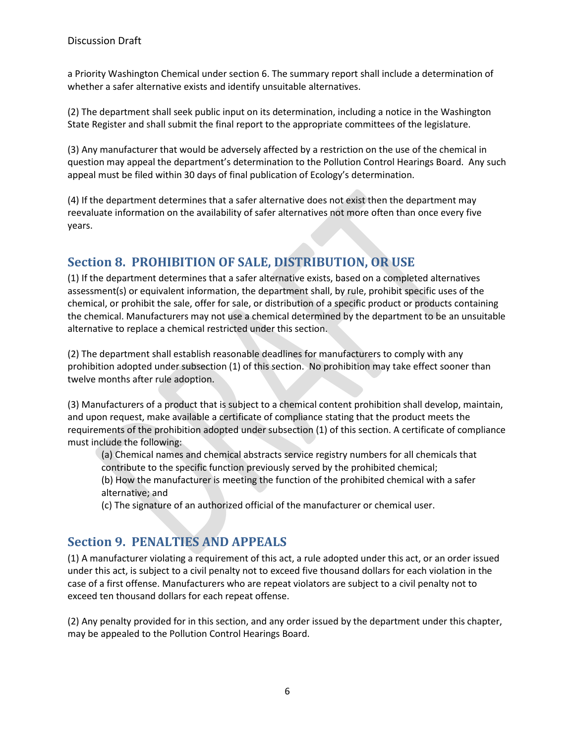a Priority Washington Chemical under section 6. The summary report shall include a determination of whether a safer alternative exists and identify unsuitable alternatives.

(2) The department shall seek public input on its determination, including a notice in the Washington State Register and shall submit the final report to the appropriate committees of the legislature.

(3) Any manufacturer that would be adversely affected by a restriction on the use of the chemical in question may appeal the department's determination to the Pollution Control Hearings Board. Any such appeal must be filed within 30 days of final publication of Ecology's determination.

(4) If the department determines that a safer alternative does not exist then the department may reevaluate information on the availability of safer alternatives not more often than once every five years.

## Section 8. PROHIBITION OF SALE, DISTRIBUTION, OR USE

(1) If the department determines that a safer alternative exists, based on a completed alternatives assessment(s) or equivalent information, the department shall, by rule, prohibit specific uses of the chemical, or prohibit the sale, offer for sale, or distribution of a specific product or products containing the chemical. Manufacturers may not use a chemical determined by the department to be an unsuitable alternative to replace a chemical restricted under this section.

(2) The department shall establish reasonable deadlines for manufacturers to comply with any prohibition adopted under subsection (1) of this section. No prohibition may take effect sooner than twelve months after rule adoption.

(3) Manufacturers of a product that is subject to a chemical content prohibition shall develop, maintain, and upon request, make available a certificate of compliance stating that the product meets the requirements of the prohibition adopted under subsection (1) of this section. A certificate of compliance must include the following:

(a) Chemical names and chemical abstracts service registry numbers for all chemicals that contribute to the specific function previously served by the prohibited chemical;
(b) How the manufacturer is meeting the function of the prohibited chemical with a safer alternative; and
(c) The signature of an authorized official of the manufacturer or chemical user.

## Section 9. PENALTIES AND APPEALS

(1) A manufacturer violating a requirement of this act, a rule adopted under this act, or an order issued under this act, is subject to a civil penalty not to exceed five thousand dollars for each violation in the case of a first offense. Manufacturers who are repeat violators are subject to a civil penalty not to exceed ten thousand dollars for each repeat offense.

(2) Any penalty provided for in this section, and any order issued by the department under this chapter, may be appealed to the Pollution Control Hearings Board.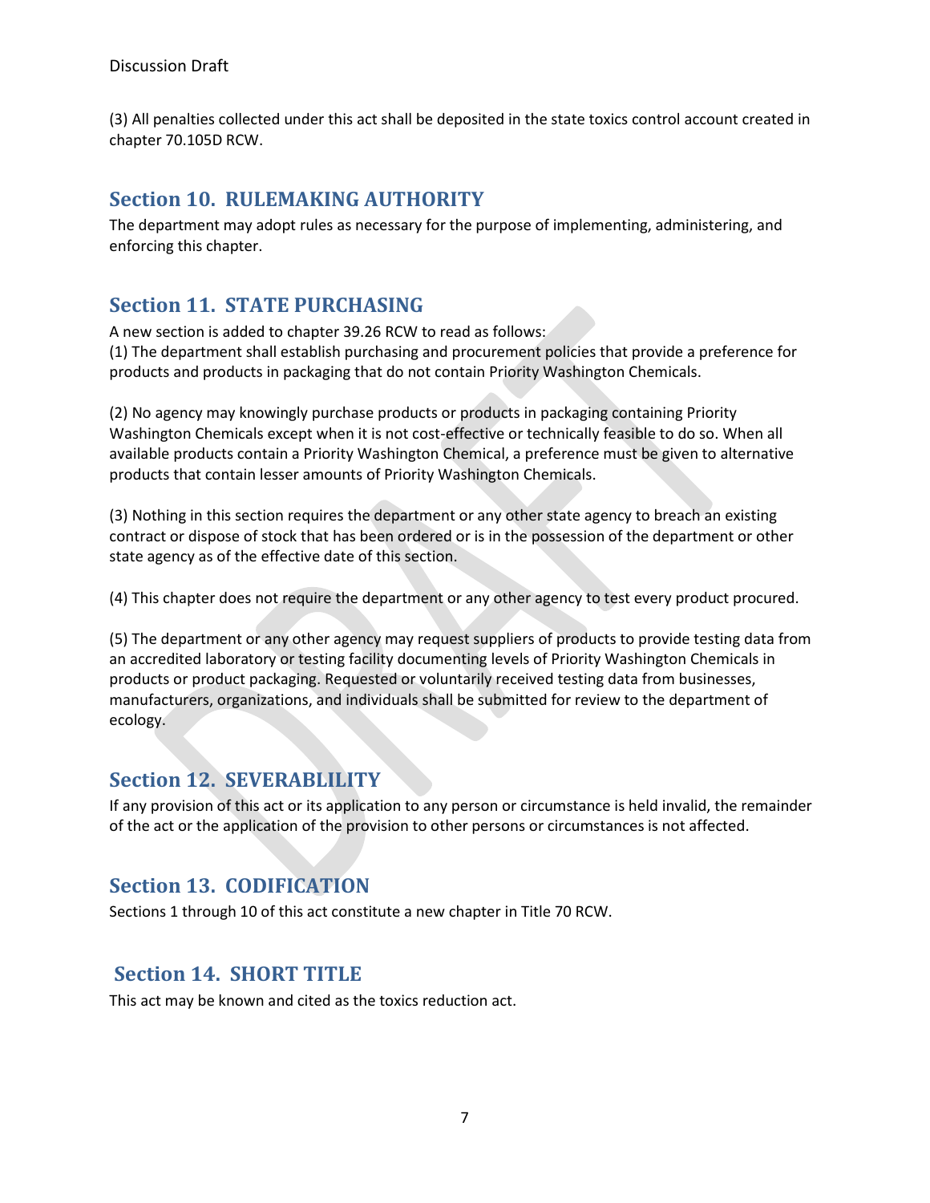(3) All penalties collected under this act shall be deposited in the state toxics control account created in chapter 70.105D RCW.

## Section 10. RULEMAKING AUTHORITY

The department may adopt rules as necessary for the purpose of implementing, administering, and enforcing this chapter.

## Section 11. STATE PURCHASING

A new section is added to chapter 39.26 RCW to read as follows:
(1) The department shall establish purchasing and procurement policies that provide a preference for products and products in packaging that do not contain Priority Washington Chemicals.

(2) No agency may knowingly purchase products or products in packaging containing Priority Washington Chemicals except when it is not cost-effective or technically feasible to do so. When all available products contain a Priority Washington Chemical, a preference must be given to alternative products that contain lesser amounts of Priority Washington Chemicals.

(3) Nothing in this section requires the department or any other state agency to breach an existing contract or dispose of stock that has been ordered or is in the possession of the department or other state agency as of the effective date of this section.

(4) This chapter does not require the department or any other agency to test every product procured.

(5) The department or any other agency may request suppliers of products to provide testing data from an accredited laboratory or testing facility documenting levels of Priority Washington Chemicals in products or product packaging. Requested or voluntarily received testing data from businesses, manufacturers, organizations, and individuals shall be submitted for review to the department of ecology.

## Section 12. SEVERABLILITY

If any provision of this act or its application to any person or circumstance is held invalid, the remainder of the act or the application of the provision to other persons or circumstances is not affected.

## Section 13. CODIFICATION

Sections 1 through 10 of this act constitute a new chapter in Title 70 RCW.

## Section 14. SHORT TITLE

This act may be known and cited as the toxics reduction act.